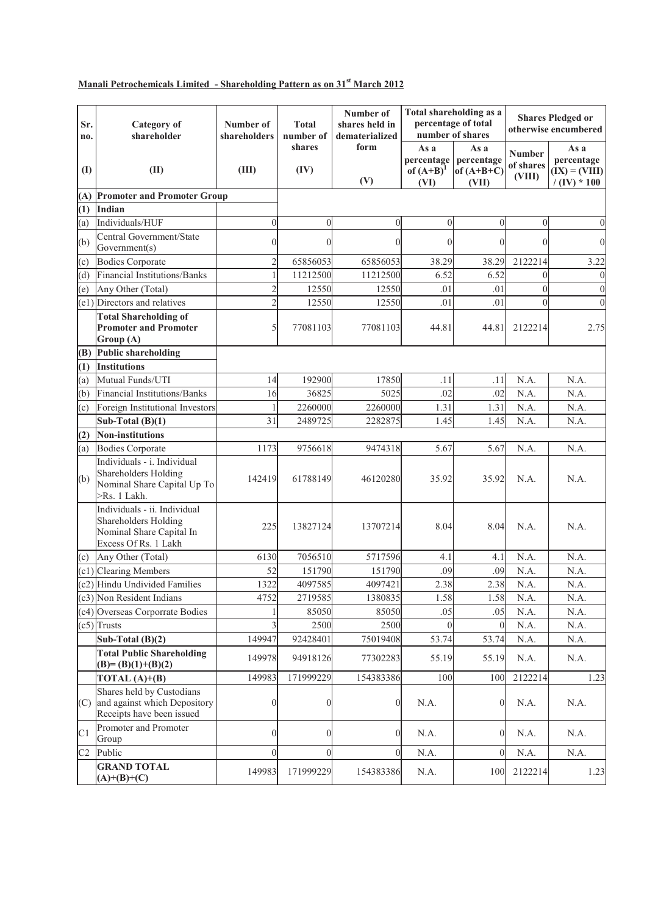**Manali Petrochemicals Limited - Shareholding Pattern as on 31st March 2012**

| Sr. no. | Category of shareholder | Number of shareholders | Total number of shares | Number of shares held in dematerialized form | Total shareholding as a percentage of total number of shares | | Shares Pledged or otherwise encumbered | |
|---|---|---|---|---|---|---|---|---|
| | | | | | As a percentage of (A+B)[1] | As a percentage of (A+B+C) | Number of shares | As a percentage |
| (I) | (II) | (III) | (IV) | (V) | (VI) | (VII) | (VIII) | (IX) = (VIII) / (IV) * 100 |
| (A) | Promoter and Promoter Group | | | | | | | |
| (1) | Indian | | | | | | | |
| (a) | Individuals/HUF | 0 | 0 | 0 | 0 | 0 | 0 | 0 |
| (b) | Central Government/State Government(s) | 0 | 0 | 0 | 0 | 0 | 0 | 0 |
| (c) | Bodies Corporate | 2 | 65856053 | 65856053 | 38.29 | 38.29 | 2122214 | 3.22 |
| (d) | Financial Institutions/Banks | 1 | 11212500 | 11212500 | 6.52 | 6.52 | 0 | 0 |
| (e) | Any Other (Total) | 2 | 12550 | 12550 | .01 | .01 | 0 | 0 |
| (e1) | Directors and relatives | 2 | 12550 | 12550 | .01 | .01 | 0 | 0 |
| | **Total Shareholding of Promoter and Promoter Group (A)** | 5 | 77081103 | 77081103 | 44.81 | 44.81 | 2122214 | 2.75 |
| (B) | Public shareholding | | | | | | | |
| (1) | Institutions | | | | | | | |
| (a) | Mutual Funds/UTI | 14 | 192900 | 17850 | .11 | .11 | N.A. | N.A. |
| (b) | Financial Institutions/Banks | 16 | 36825 | 5025 | .02 | .02 | N.A. | N.A. |
| (c) | Foreign Institutional Investors | 1 | 2260000 | 2260000 | 1.31 | 1.31 | N.A. | N.A. |
| | **Sub-Total (B)(1)** | 31 | 2489725 | 2282875 | 1.45 | 1.45 | N.A. | N.A. |
| (2) | Non-institutions | | | | | | | |
| (a) | Bodies Corporate | 1173 | 9756618 | 9474318 | 5.67 | 5.67 | N.A. | N.A. |
| (b) | Individuals - i. Individual Shareholders Holding Nominal Share Capital Up To >Rs. 1 Lakh. | 142419 | 61788149 | 46120280 | 35.92 | 35.92 | N.A. | N.A. |
| | Individuals - ii. Individual Shareholders Holding Nominal Share Capital In Excess Of Rs. 1 Lakh | 225 | 13827124 | 13707214 | 8.04 | 8.04 | N.A. | N.A. |
| (c) | Any Other (Total) | 6130 | 7056510 | 5717596 | 4.1 | 4.1 | N.A. | N.A. |
| (c1) | Clearing Members | 52 | 151790 | 151790 | .09 | .09 | N.A. | N.A. |
| (c2) | Hindu Undivided Families | 1322 | 4097585 | 4097421 | 2.38 | 2.38 | N.A. | N.A. |
| (c3) | Non Resident Indians | 4752 | 2719585 | 1380835 | 1.58 | 1.58 | N.A. | N.A. |
| (c4) | Overseas Corporrate Bodies | 1 | 85050 | 85050 | .05 | .05 | N.A. | N.A. |
| (c5) | Trusts | 3 | 2500 | 2500 | 0 | 0 | N.A. | N.A. |
| | **Sub-Total (B)(2)** | 149947 | 92428401 | 75019408 | 53.74 | 53.74 | N.A. | N.A. |
| | **Total Public Shareholding (B)= (B)(1)+(B)(2)** | 149978 | 94918126 | 77302283 | 55.19 | 55.19 | N.A. | N.A. |
| | **TOTAL (A)+(B)** | 149983 | 171999229 | 154383386 | 100 | 100 | 2122214 | 1.23 |
| (C) | Shares held by Custodians and against which Depository Receipts have been issued | 0 | 0 | 0 | N.A. | 0 | N.A. | N.A. |
| C1 | Promoter and Promoter Group | 0 | 0 | 0 | N.A. | 0 | N.A. | N.A. |
| C2 | Public | 0 | 0 | 0 | N.A. | 0 | N.A. | N.A. |
| | **GRAND TOTAL (A)+(B)+(C)** | 149983 | 171999229 | 154383386 | N.A. | 100 | 2122214 | 1.23 |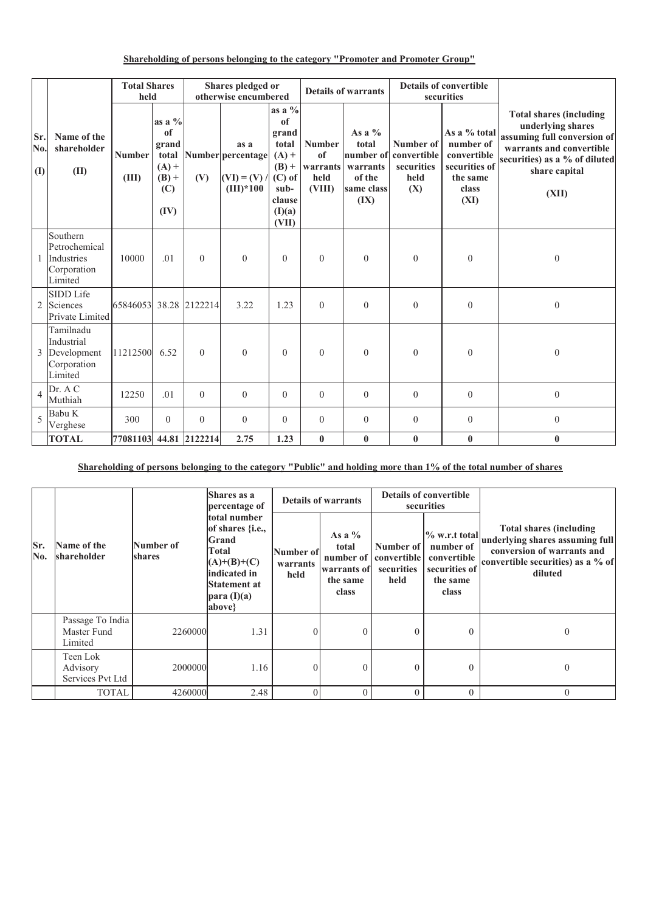**Shareholding of persons belonging to the category "Promoter and Promoter Group"**

| Sr. No. (I) | Name of the shareholder (II) | Total Shares held | | Shares pledged or otherwise encumbered | | | Details of warrants | | Details of convertible securities | | Total shares (including underlying shares assuming full conversion of warrants and convertible securities) as a % of diluted share capital (XII) |
|---|---|---|---|---|---|---|---|---|---|---|---|
| | | Number (III) | as a % of grand total (A) + (B) + (C) (IV) | Number (V) | as a percentage (VI) = (V) / (III)*100 | as a % of grand total (A) + (B) + (C) of sub-clause (I)(a) (VII) | Number of warrants held (VIII) | As a % total number of warrants of the same class (IX) | Number of convertible securities held (X) | As a % total number of convertible securities of the same class (XI) | |
| 1 | Southern Petrochemical Industries Corporation Limited | 10000 | .01 | 0 | 0 | 0 | 0 | 0 | 0 | 0 | 0 |
| 2 | SIDD Life Sciences Private Limited | 65846053 | 38.28 | 2122214 | 3.22 | 1.23 | 0 | 0 | 0 | 0 | 0 |
| 3 | Tamilnadu Industrial Development Corporation Limited | 11212500 | 6.52 | 0 | 0 | 0 | 0 | 0 | 0 | 0 | 0 |
| 4 | Dr. A C Muthiah | 12250 | .01 | 0 | 0 | 0 | 0 | 0 | 0 | 0 | 0 |
| 5 | Babu K Verghese | 300 | 0 | 0 | 0 | 0 | 0 | 0 | 0 | 0 | 0 |
| | **TOTAL** | **77081103** | **44.81** | **2122214** | **2.75** | **1.23** | **0** | **0** | **0** | **0** | **0** |

**Shareholding of persons belonging to the category "Public" and holding more than 1% of the total number of shares**

| Sr. No. | Name of the shareholder | Number of shares | Shares as a percentage of total number of shares {i.e., Grand Total (A)+(B)+(C) indicated in Statement at para (I)(a) above} | Details of warrants | | Details of convertible securities | | Total shares (including underlying shares assuming full conversion of warrants and convertible securities) as a % of diluted |
|---|---|---|---|---|---|---|---|---|
| | | | | Number of warrants held | As a % total number of warrants of the same class | Number of convertible securities held | % w.r.t total number of convertible securities of the same class | |
| | Passage To India Master Fund Limited | 2260000 | 1.31 | 0 | 0 | 0 | 0 | 0 |
| | Teen Lok Advisory Services Pvt Ltd | 2000000 | 1.16 | 0 | 0 | 0 | 0 | 0 |
| | TOTAL | 4260000 | 2.48 | 0 | 0 | 0 | 0 | 0 |